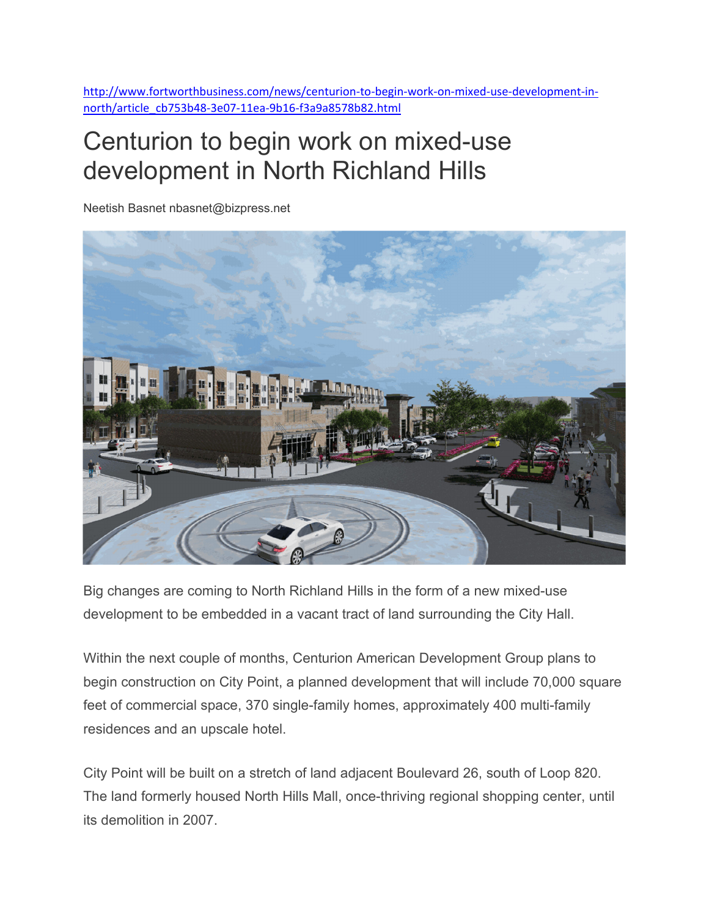http://www.fortworthbusiness.com/news/centurion-to-begin-work-on-mixed-use-development-in-north/article_cb753b48-3e07-11ea-9b16-f3a9a8578b82.html

# Centurion to begin work on mixed-use development in North Richland Hills

Neetish Basnet nbasnet@bizpress.net

Big changes are coming to North Richland Hills in the form of a new mixed-use development to be embedded in a vacant tract of land surrounding the City Hall.

Within the next couple of months, Centurion American Development Group plans to begin construction on City Point, a planned development that will include 70,000 square feet of commercial space, 370 single-family homes, approximately 400 multi-family residences and an upscale hotel.

City Point will be built on a stretch of land adjacent Boulevard 26, south of Loop 820. The land formerly housed North Hills Mall, once-thriving regional shopping center, until its demolition in 2007.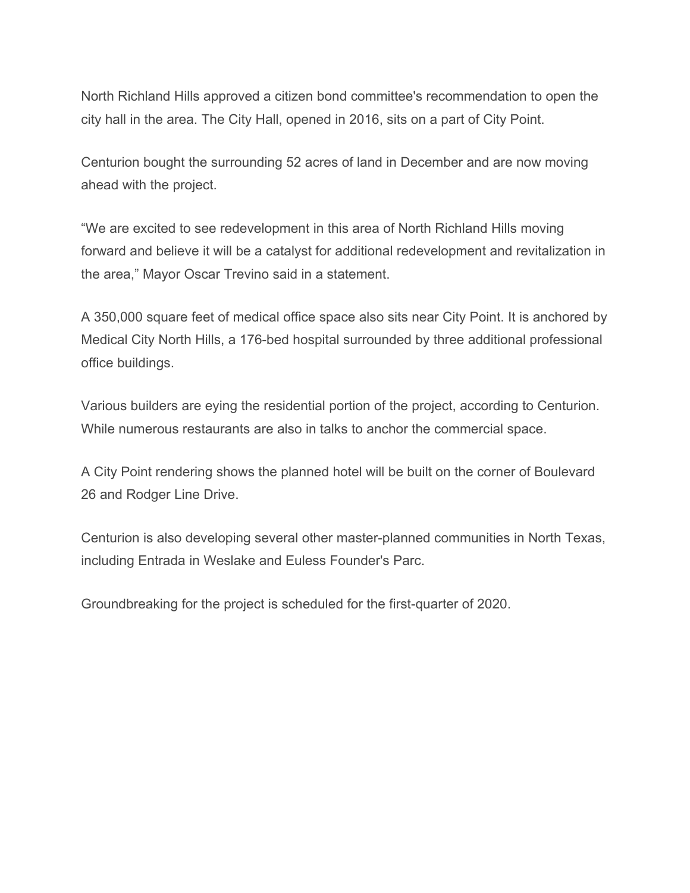North Richland Hills approved a citizen bond committee's recommendation to open the city hall in the area. The City Hall, opened in 2016, sits on a part of City Point.

Centurion bought the surrounding 52 acres of land in December and are now moving ahead with the project.

“We are excited to see redevelopment in this area of North Richland Hills moving forward and believe it will be a catalyst for additional redevelopment and revitalization in the area,” Mayor Oscar Trevino said in a statement.

A 350,000 square feet of medical office space also sits near City Point. It is anchored by Medical City North Hills, a 176-bed hospital surrounded by three additional professional office buildings.

Various builders are eying the residential portion of the project, according to Centurion. While numerous restaurants are also in talks to anchor the commercial space.

A City Point rendering shows the planned hotel will be built on the corner of Boulevard 26 and Rodger Line Drive.

Centurion is also developing several other master-planned communities in North Texas, including Entrada in Weslake and Euless Founder's Parc.

Groundbreaking for the project is scheduled for the first-quarter of 2020.